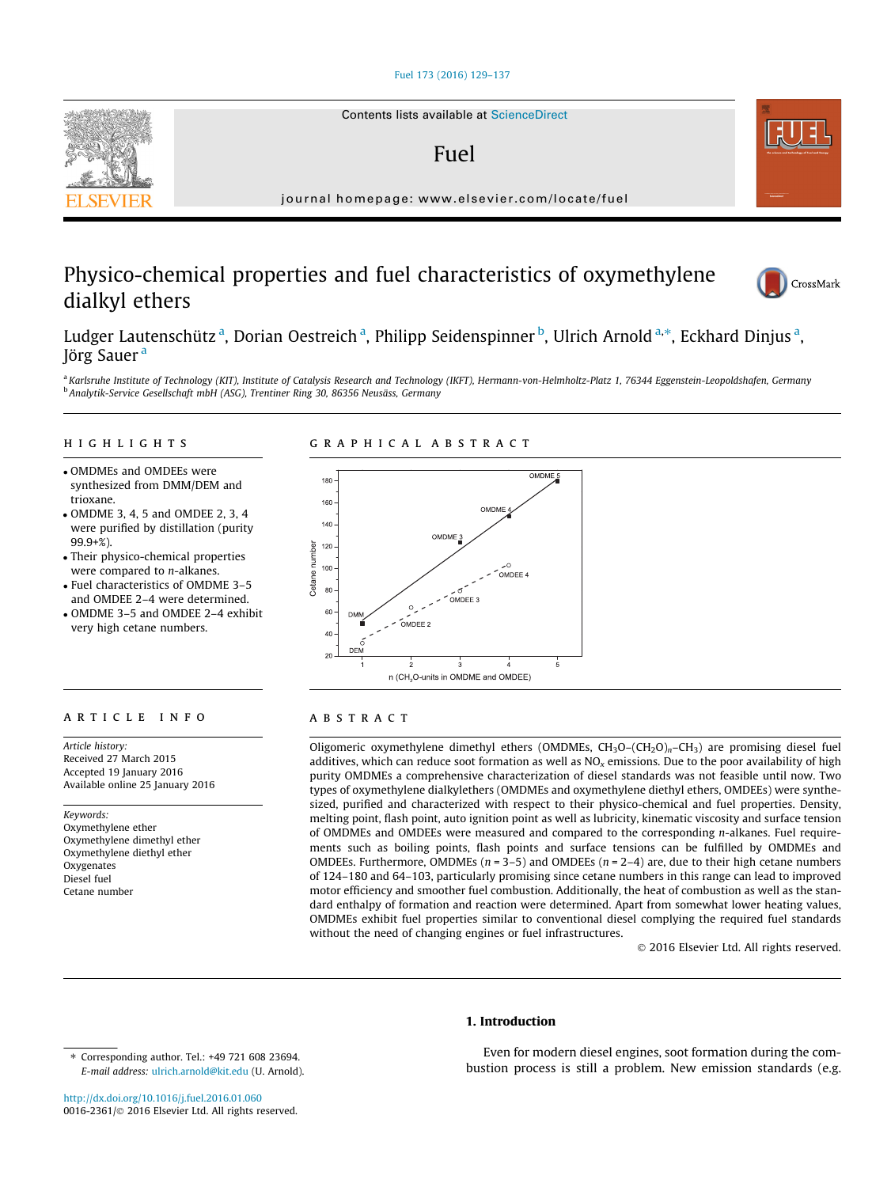Contents lists available at ScienceDirect

# Fuel

journal homepage: www.elsevier.com/locate/fuel

# Physico-chemical properties and fuel characteristics of oxymethylene dialkyl ethers

Ludger Lautenschütz [a], Dorian Oestreich [a], Philipp Seidenspinner [b], Ulrich Arnold [a,*], Eckhard Dinjus [a], Jörg Sauer [a]

[a] Karlsruhe Institute of Technology (KIT), Institute of Catalysis Research and Technology (IKFT), Hermann-von-Helmholtz-Platz 1, 76344 Eggenstein-Leopoldshafen, Germany
[b] Analytik-Service Gesellschaft mbH (ASG), Trentiner Ring 30, 86356 Neusäss, Germany

## HIGHLIGHTS

- OMDMEs and OMDEEs were synthesized from DMM/DEM and trioxane.
- OMDME 3, 4, 5 and OMDEE 2, 3, 4 were purified by distillation (purity 99.9+%).
- Their physico-chemical properties were compared to *n*-alkanes.
- Fuel characteristics of OMDME 3–5 and OMDEE 2–4 were determined.
- OMDME 3–5 and OMDEE 2–4 exhibit very high cetane numbers.

## GRAPHICAL ABSTRACT

## ARTICLE INFO

*Article history:*
Received 27 March 2015
Accepted 19 January 2016
Available online 25 January 2016

*Keywords:*
Oxymethylene ether
Oxymethylene dimethyl ether
Oxymethylene diethyl ether
Oxygenates
Diesel fuel
Cetane number

## ABSTRACT

Oligomeric oxymethylene dimethyl ethers (OMDMEs, $CH_3O{-}(CH_2O)_n{-}CH_3$) are promising diesel fuel additives, which can reduce soot formation as well as $NO_x$ emissions. Due to the poor availability of high purity OMDMEs a comprehensive characterization of diesel standards was not feasible until now. Two types of oxymethylene dialkylethers (OMDMEs and oxymethylene diethyl ethers, OMDEEs) were synthesized, purified and characterized with respect to their physico-chemical and fuel properties. Density, melting point, flash point, auto ignition point as well as lubricity, kinematic viscosity and surface tension of OMDMEs and OMDEEs were measured and compared to the corresponding *n*-alkanes. Fuel requirements such as boiling points, flash points and surface tensions can be fulfilled by OMDMEs and OMDEEs. Furthermore, OMDMEs ($n$ = 3–5) and OMDEEs ($n$ = 2–4) are, due to their high cetane numbers of 124–180 and 64–103, particularly promising since cetane numbers in this range can lead to improved motor efficiency and smoother fuel combustion. Additionally, the heat of combustion as well as the standard enthalpy of formation and reaction were determined. Apart from somewhat lower heating values, OMDMEs exhibit fuel properties similar to conventional diesel complying the required fuel standards without the need of changing engines or fuel infrastructures.

© 2016 Elsevier Ltd. All rights reserved.

## 1. Introduction

Even for modern diesel engines, soot formation during the combustion process is still a problem. New emission standards (e.g.

* Corresponding author. Tel.: +49 721 608 23694.
*E-mail address:* ulrich.arnold@kit.edu (U. Arnold).

http://dx.doi.org/10.1016/j.fuel.2016.01.060
0016-2361/© 2016 Elsevier Ltd. All rights reserved.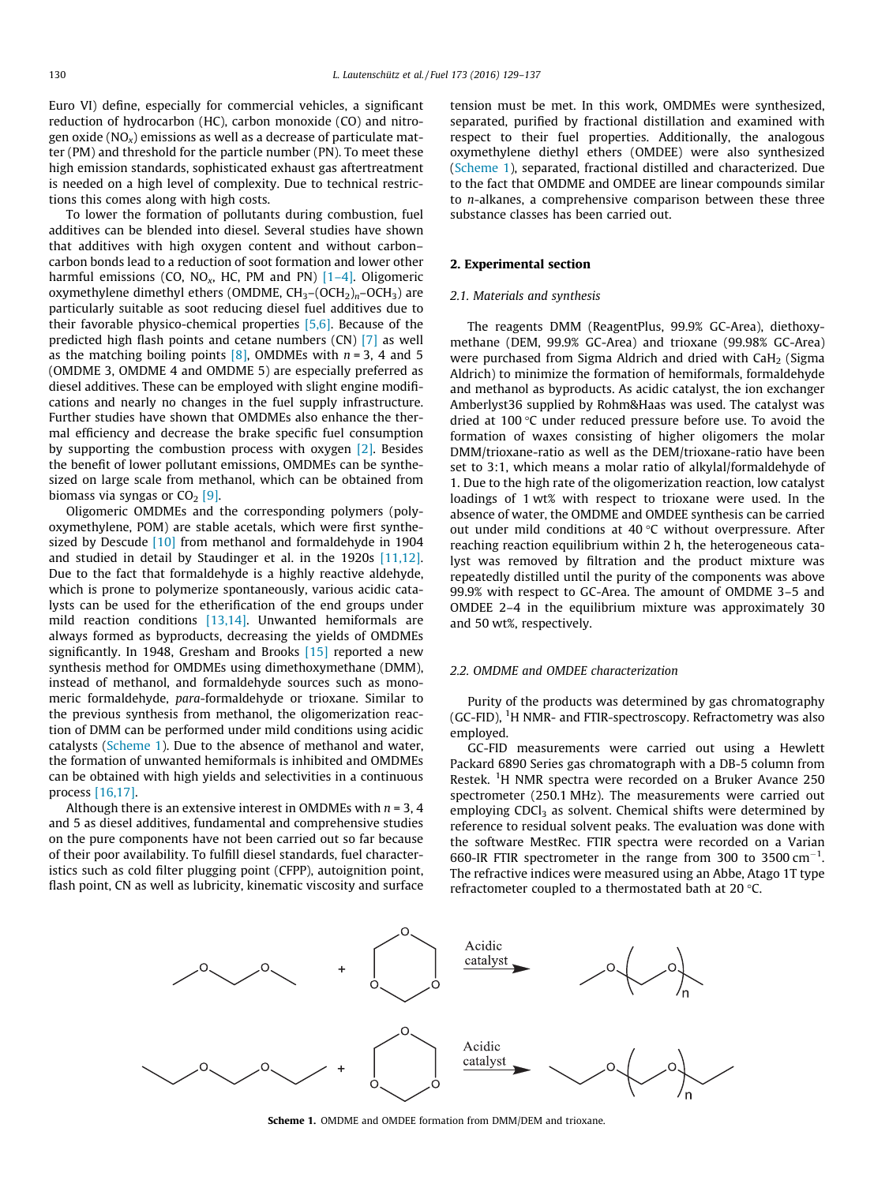Euro VI) define, especially for commercial vehicles, a significant reduction of hydrocarbon (HC), carbon monoxide (CO) and nitrogen oxide ($NO_x$) emissions as well as a decrease of particulate matter (PM) and threshold for the particle number (PN). To meet these high emission standards, sophisticated exhaust gas aftertreatment is needed on a high level of complexity. Due to technical restrictions this comes along with high costs.

To lower the formation of pollutants during combustion, fuel additives can be blended into diesel. Several studies have shown that additives with high oxygen content and without carbon–carbon bonds lead to a reduction of soot formation and lower other harmful emissions (CO, $NO_x$, HC, PM and PN) [1–4]. Oligomeric oxymethylene dimethyl ethers (OMDME, $CH_3–(OCH_2)_n–OCH_3$) are particularly suitable as soot reducing diesel fuel additives due to their favorable physico-chemical properties [5,6]. Because of the predicted high flash points and cetane numbers (CN) [7] as well as the matching boiling points [8], OMDMEs with $n = 3$, 4 and 5 (OMDME 3, OMDME 4 and OMDME 5) are especially preferred as diesel additives. These can be employed with slight engine modifications and nearly no changes in the fuel supply infrastructure. Further studies have shown that OMDMEs also enhance the thermal efficiency and decrease the brake specific fuel consumption by supporting the combustion process with oxygen [2]. Besides the benefit of lower pollutant emissions, OMDMEs can be synthesized on large scale from methanol, which can be obtained from biomass via syngas or $CO_2$ [9].

Oligomeric OMDMEs and the corresponding polymers (polyoxymethylene, POM) are stable acetals, which were first synthesized by Descude [10] from methanol and formaldehyde in 1904 and studied in detail by Staudinger et al. in the 1920s [11,12]. Due to the fact that formaldehyde is a highly reactive aldehyde, which is prone to polymerize spontaneously, various acidic catalysts can be used for the etherification of the end groups under mild reaction conditions [13,14]. Unwanted hemiformals are always formed as byproducts, decreasing the yields of OMDMEs significantly. In 1948, Gresham and Brooks [15] reported a new synthesis method for OMDMEs using dimethoxymethane (DMM), instead of methanol, and formaldehyde sources such as monomeric formaldehyde, *para*-formaldehyde or trioxane. Similar to the previous synthesis from methanol, the oligomerization reaction of DMM can be performed under mild conditions using acidic catalysts (Scheme 1). Due to the absence of methanol and water, the formation of unwanted hemiformals is inhibited and OMDMEs can be obtained with high yields and selectivities in a continuous process [16,17].

Although there is an extensive interest in OMDMEs with $n = 3$, 4 and 5 as diesel additives, fundamental and comprehensive studies on the pure components have not been carried out so far because of their poor availability. To fulfill diesel standards, fuel characteristics such as cold filter plugging point (CFPP), autoignition point, flash point, CN as well as lubricity, kinematic viscosity and surface tension must be met. In this work, OMDMEs were synthesized, separated, purified by fractional distillation and examined with respect to their fuel properties. Additionally, the analogous oxymethylene diethyl ethers (OMDEE) were also synthesized (Scheme 1), separated, fractional distilled and characterized. Due to the fact that OMDME and OMDEE are linear compounds similar to *n*-alkanes, a comprehensive comparison between these three substance classes has been carried out.

## 2. Experimental section

### 2.1. Materials and synthesis

The reagents DMM (ReagentPlus, 99.9% GC-Area), diethoxymethane (DEM, 99.9% GC-Area) and trioxane (99.98% GC-Area) were purchased from Sigma Aldrich and dried with $CaH_2$ (Sigma Aldrich) to minimize the formation of hemiformals, formaldehyde and methanol as byproducts. As acidic catalyst, the ion exchanger Amberlyst36 supplied by Rohm&Haas was used. The catalyst was dried at 100 °C under reduced pressure before use. To avoid the formation of waxes consisting of higher oligomers the molar DMM/trioxane-ratio as well as the DEM/trioxane-ratio have been set to 3:1, which means a molar ratio of alkylal/formaldehyde of 1. Due to the high rate of the oligomerization reaction, low catalyst loadings of 1 wt% with respect to trioxane were used. In the absence of water, the OMDME and OMDEE synthesis can be carried out under mild conditions at 40 °C without overpressure. After reaching reaction equilibrium within 2 h, the heterogeneous catalyst was removed by filtration and the product mixture was repeatedly distilled until the purity of the components was above 99.9% with respect to GC-Area. The amount of OMDME 3–5 and OMDEE 2–4 in the equilibrium mixture was approximately 30 and 50 wt%, respectively.

### 2.2. OMDME and OMDEE characterization

Purity of the products was determined by gas chromatography (GC-FID), $^1$H NMR- and FTIR-spectroscopy. Refractometry was also employed.

GC-FID measurements were carried out using a Hewlett Packard 6890 Series gas chromatograph with a DB-5 column from Restek. $^1$H NMR spectra were recorded on a Bruker Avance 250 spectrometer (250.1 MHz). The measurements were carried out employing $CDCl_3$ as solvent. Chemical shifts were determined by reference to residual solvent peaks. The evaluation was done with the software MestRec. FTIR spectra were recorded on a Varian 660-IR FTIR spectrometer in the range from 300 to 3500 $cm^{-1}$. The refractive indices were measured using an Abbe, Atago 1T type refractometer coupled to a thermostated bath at 20 °C.

Acidic catalyst

Acidic catalyst

**Scheme 1.** OMDME and OMDEE formation from DMM/DEM and trioxane.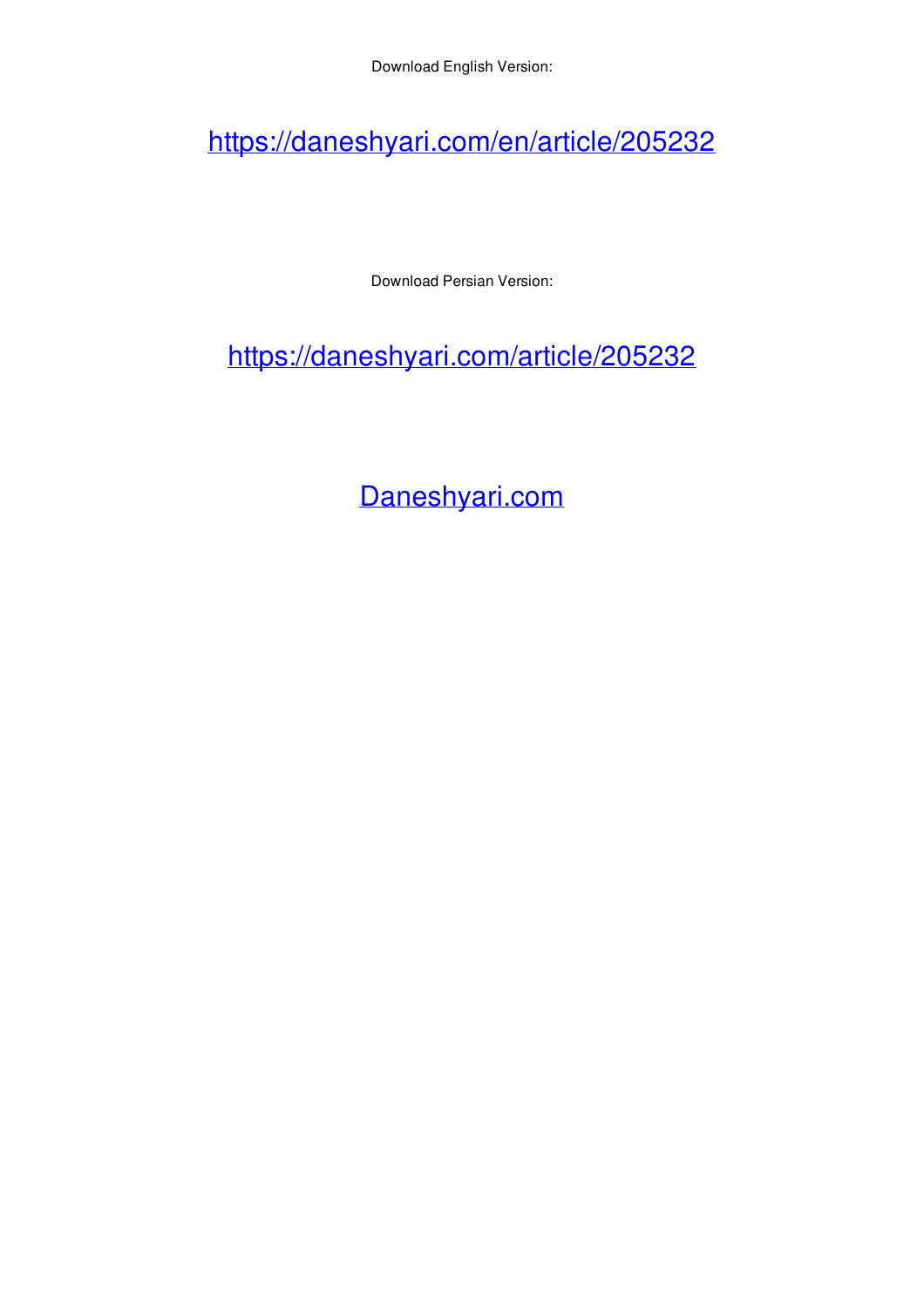Download English Version:

https://daneshyari.com/en/article/205232

Download Persian Version:

https://daneshyari.com/article/205232

Daneshyari.com